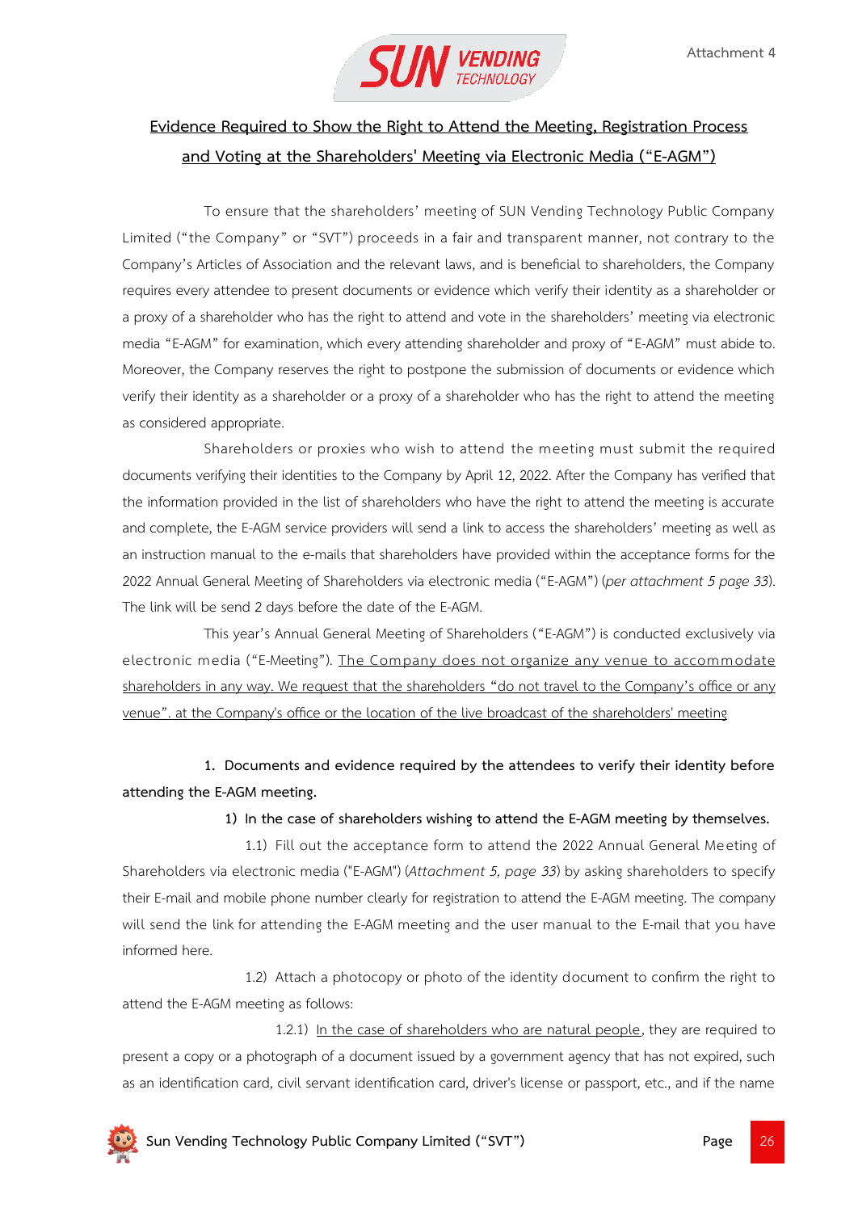Attachment 4

## Evidence Required to Show the Right to Attend the Meeting, Registration Process and Voting at the Shareholders' Meeting via Electronic Media ("E-AGM")

To ensure that the shareholders' meeting of SUN Vending Technology Public Company Limited ("the Company" or "SVT") proceeds in a fair and transparent manner, not contrary to the Company's Articles of Association and the relevant laws, and is beneficial to shareholders, the Company requires every attendee to present documents or evidence which verify their identity as a shareholder or a proxy of a shareholder who has the right to attend and vote in the shareholders' meeting via electronic media "E-AGM" for examination, which every attending shareholder and proxy of "E-AGM" must abide to. Moreover, the Company reserves the right to postpone the submission of documents or evidence which verify their identity as a shareholder or a proxy of a shareholder who has the right to attend the meeting as considered appropriate.

Shareholders or proxies who wish to attend the meeting must submit the required documents verifying their identities to the Company by April 12, 2022. After the Company has verified that the information provided in the list of shareholders who have the right to attend the meeting is accurate and complete, the E-AGM service providers will send a link to access the shareholders' meeting as well as an instruction manual to the e-mails that shareholders have provided within the acceptance forms for the 2022 Annual General Meeting of Shareholders via electronic media ("E-AGM") (*per attachment 5 page 33*). The link will be send 2 days before the date of the E-AGM.

This year's Annual General Meeting of Shareholders ("E-AGM") is conducted exclusively via electronic media ("E-Meeting"). The Company does not organize any venue to accommodate shareholders in any way. We request that the shareholders "do not travel to the Company's office or any venue". at the Company's office or the location of the live broadcast of the shareholders' meeting

**1. Documents and evidence required by the attendees to verify their identity before attending the E-AGM meeting.**

**1) In the case of shareholders wishing to attend the E-AGM meeting by themselves.**

1.1) Fill out the acceptance form to attend the 2022 Annual General Meeting of Shareholders via electronic media ("E-AGM") (*Attachment 5, page 33*) by asking shareholders to specify their E-mail and mobile phone number clearly for registration to attend the E-AGM meeting. The company will send the link for attending the E-AGM meeting and the user manual to the E-mail that you have informed here.

1.2) Attach a photocopy or photo of the identity document to confirm the right to attend the E-AGM meeting as follows:

1.2.1) In the case of shareholders who are natural people, they are required to present a copy or a photograph of a document issued by a government agency that has not expired, such as an identification card, civil servant identification card, driver's license or passport, etc., and if the name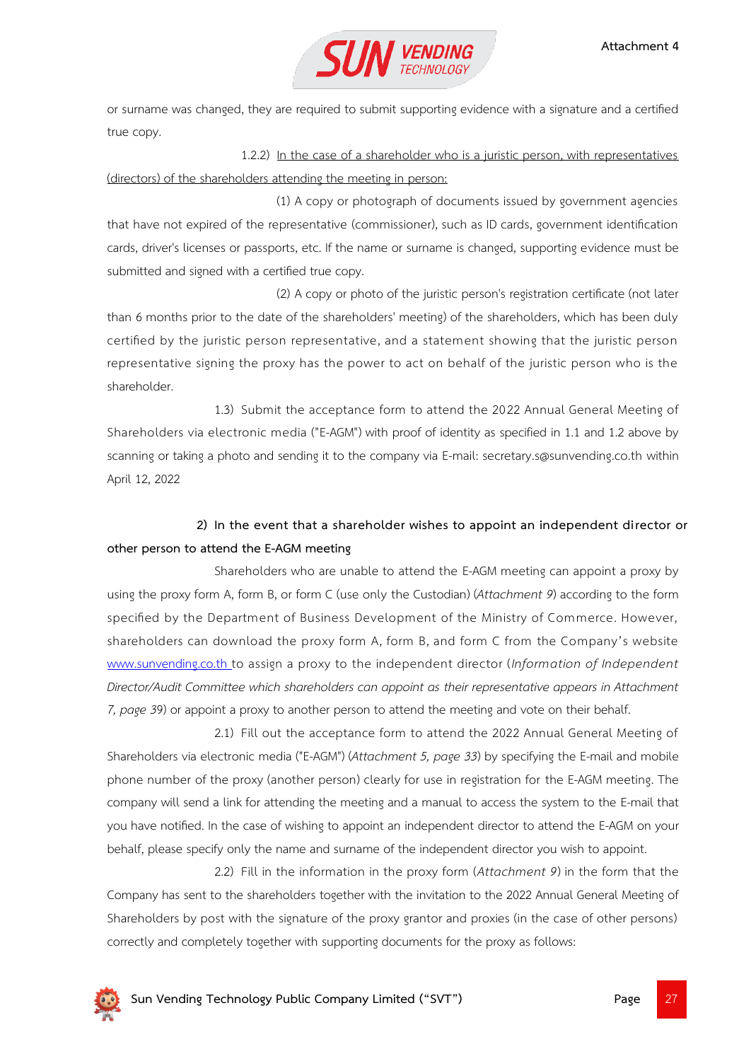or surname was changed, they are required to submit supporting evidence with a signature and a certified true copy.

1.2.2) <u>In the case of a shareholder who is a juristic person, with representatives (directors) of the shareholders attending the meeting in person:</u>

(1) A copy or photograph of documents issued by government agencies that have not expired of the representative (commissioner), such as ID cards, government identification cards, driver's licenses or passports, etc. If the name or surname is changed, supporting evidence must be submitted and signed with a certified true copy.

(2) A copy or photo of the juristic person's registration certificate (not later than 6 months prior to the date of the shareholders' meeting) of the shareholders, which has been duly certified by the juristic person representative, and a statement showing that the juristic person representative signing the proxy has the power to act on behalf of the juristic person who is the shareholder.

1.3) Submit the acceptance form to attend the 2022 Annual General Meeting of Shareholders via electronic media ("E-AGM") with proof of identity as specified in 1.1 and 1.2 above by scanning or taking a photo and sending it to the company via E-mail: secretary.s@sunvending.co.th within April 12, 2022

**2) In the event that a shareholder wishes to appoint an independent director or other person to attend the E-AGM meeting**

Shareholders who are unable to attend the E-AGM meeting can appoint a proxy by using the proxy form A, form B, or form C (use only the Custodian) (*Attachment 9*) according to the form specified by the Department of Business Development of the Ministry of Commerce. However, shareholders can download the proxy form A, form B, and form C from the Company's website www.sunvending.co.th to assign a proxy to the independent director (*Information of Independent Director/Audit Committee which shareholders can appoint as their representative appears in Attachment 7, page 39*) or appoint a proxy to another person to attend the meeting and vote on their behalf.

2.1) Fill out the acceptance form to attend the 2022 Annual General Meeting of Shareholders via electronic media ("E-AGM") (*Attachment 5, page 33*) by specifying the E-mail and mobile phone number of the proxy (another person) clearly for use in registration for the E-AGM meeting. The company will send a link for attending the meeting and a manual to access the system to the E-mail that you have notified. In the case of wishing to appoint an independent director to attend the E-AGM on your behalf, please specify only the name and surname of the independent director you wish to appoint.

2.2) Fill in the information in the proxy form (*Attachment 9*) in the form that the Company has sent to the shareholders together with the invitation to the 2022 Annual General Meeting of Shareholders by post with the signature of the proxy grantor and proxies (in the case of other persons) correctly and completely together with supporting documents for the proxy as follows: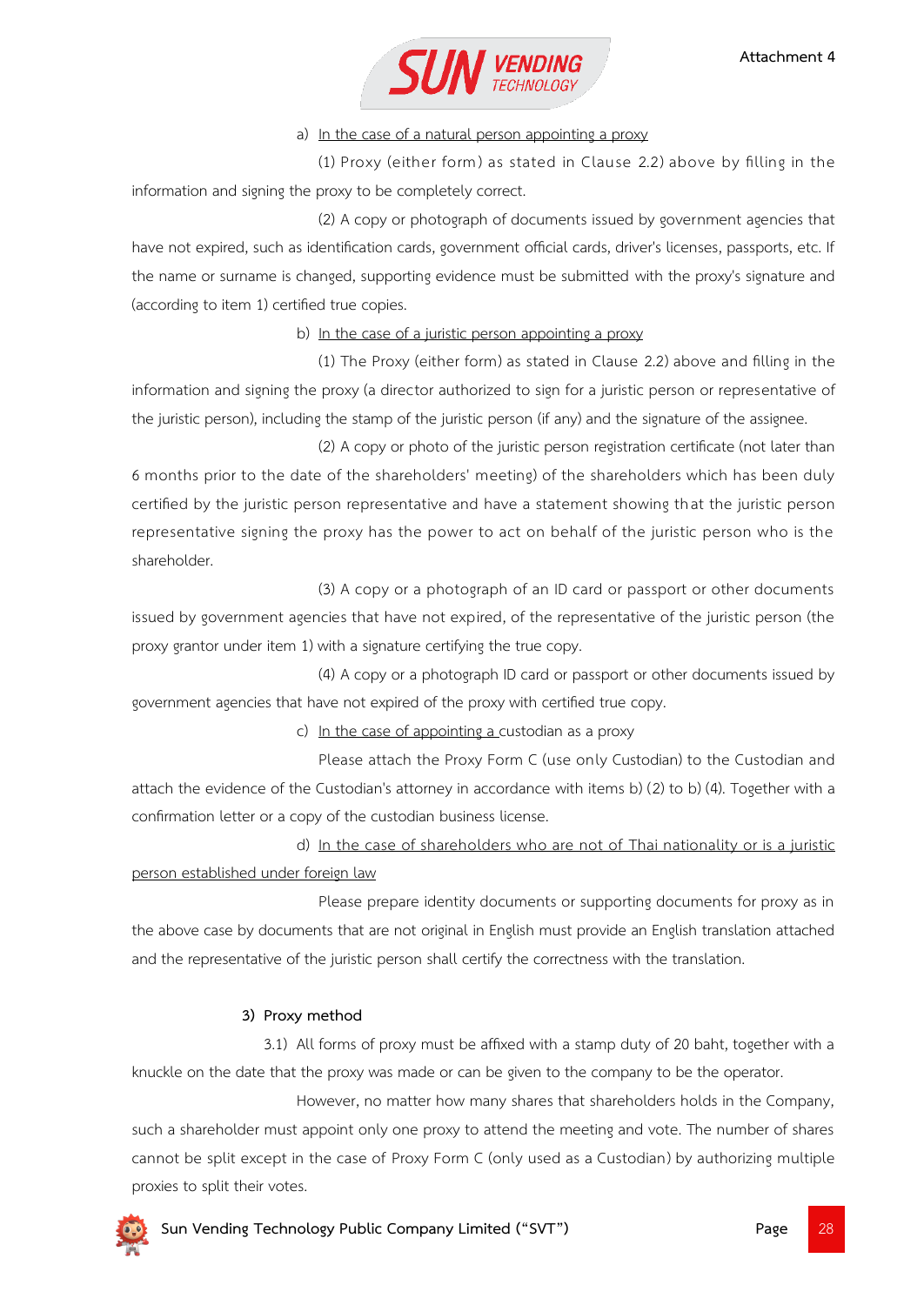a) <u>In the case of a natural person appointing a proxy</u>

(1) Proxy (either form) as stated in Clause 2.2) above by filling in the information and signing the proxy to be completely correct.

(2) A copy or photograph of documents issued by government agencies that have not expired, such as identification cards, government official cards, driver's licenses, passports, etc. If the name or surname is changed, supporting evidence must be submitted with the proxy's signature and (according to item 1) certified true copies.

b) <u>In the case of a juristic person appointing a proxy</u>

(1) The Proxy (either form) as stated in Clause 2.2) above and filling in the information and signing the proxy (a director authorized to sign for a juristic person or representative of the juristic person), including the stamp of the juristic person (if any) and the signature of the assignee.

(2) A copy or photo of the juristic person registration certificate (not later than 6 months prior to the date of the shareholders' meeting) of the shareholders which has been duly certified by the juristic person representative and have a statement showing that the juristic person representative signing the proxy has the power to act on behalf of the juristic person who is the shareholder.

(3) A copy or a photograph of an ID card or passport or other documents issued by government agencies that have not expired, of the representative of the juristic person (the proxy grantor under item 1) with a signature certifying the true copy.

(4) A copy or a photograph ID card or passport or other documents issued by government agencies that have not expired of the proxy with certified true copy.

c) <u>In the case of appointing a</u> custodian as a proxy

Please attach the Proxy Form C (use only Custodian) to the Custodian and attach the evidence of the Custodian's attorney in accordance with items b) (2) to b) (4). Together with a confirmation letter or a copy of the custodian business license.

d) <u>In the case of shareholders who are not of Thai nationality or is a juristic person established under foreign law</u>

Please prepare identity documents or supporting documents for proxy as in the above case by documents that are not original in English must provide an English translation attached and the representative of the juristic person shall certify the correctness with the translation.

3) Proxy method

3.1) All forms of proxy must be affixed with a stamp duty of 20 baht, together with a knuckle on the date that the proxy was made or can be given to the company to be the operator.

However, no matter how many shares that shareholders holds in the Company, such a shareholder must appoint only one proxy to attend the meeting and vote. The number of shares cannot be split except in the case of Proxy Form C (only used as a Custodian) by authorizing multiple proxies to split their votes.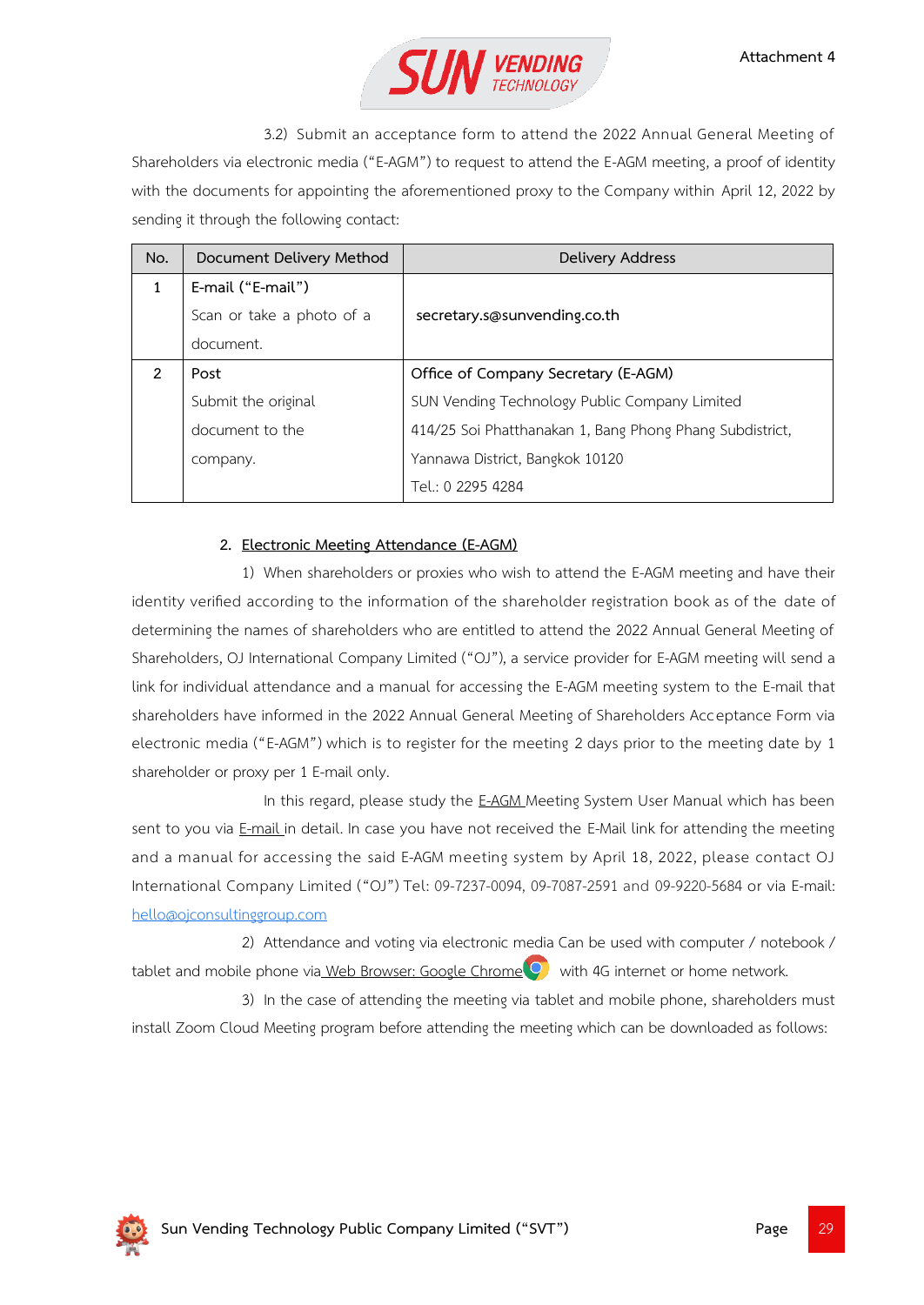3.2) Submit an acceptance form to attend the 2022 Annual General Meeting of Shareholders via electronic media ("E-AGM") to request to attend the E-AGM meeting, a proof of identity with the documents for appointing the aforementioned proxy to the Company within April 12, 2022 by sending it through the following contact:

| No. | Document Delivery Method | Delivery Address |
|---|---|---|
| 1 | E-mail ("E-mail")<br>Scan or take a photo of a document. | **secretary.s@sunvending.co.th** |
| 2 | Post<br>Submit the original document to the company. | Office of Company Secretary (E-AGM)<br>SUN Vending Technology Public Company Limited<br>414/25 Soi Phatthanakan 1, Bang Phong Phang Subdistrict, Yannawa District, Bangkok 10120<br>Tel.: 0 2295 4284 |

**2. <u>Electronic Meeting Attendance (E-AGM)</u>**

1) When shareholders or proxies who wish to attend the E-AGM meeting and have their identity verified according to the information of the shareholder registration book as of the date of determining the names of shareholders who are entitled to attend the 2022 Annual General Meeting of Shareholders, OJ International Company Limited ("OJ"), a service provider for E-AGM meeting will send a link for individual attendance and a manual for accessing the E-AGM meeting system to the E-mail that shareholders have informed in the 2022 Annual General Meeting of Shareholders Acceptance Form via electronic media ("E-AGM") which is to register for the meeting 2 days prior to the meeting date by 1 shareholder or proxy per 1 E-mail only.

In this regard, please study the <u>E-AGM</u> Meeting System User Manual which has been sent to you via <u>E-mail</u> in detail. In case you have not received the E-Mail link for attending the meeting and a manual for accessing the said E-AGM meeting system by April 18, 2022, please contact OJ International Company Limited ("OJ") Tel: 09-7237-0094, 09-7087-2591 and 09-9220-5684 or via E-mail: hello@ojconsultinggroup.com

2) Attendance and voting via electronic media Can be used with computer / notebook / tablet and mobile phone via <u>Web Browser: Google Chrome</u> with 4G internet or home network.

3) In the case of attending the meeting via tablet and mobile phone, shareholders must install Zoom Cloud Meeting program before attending the meeting which can be downloaded as follows: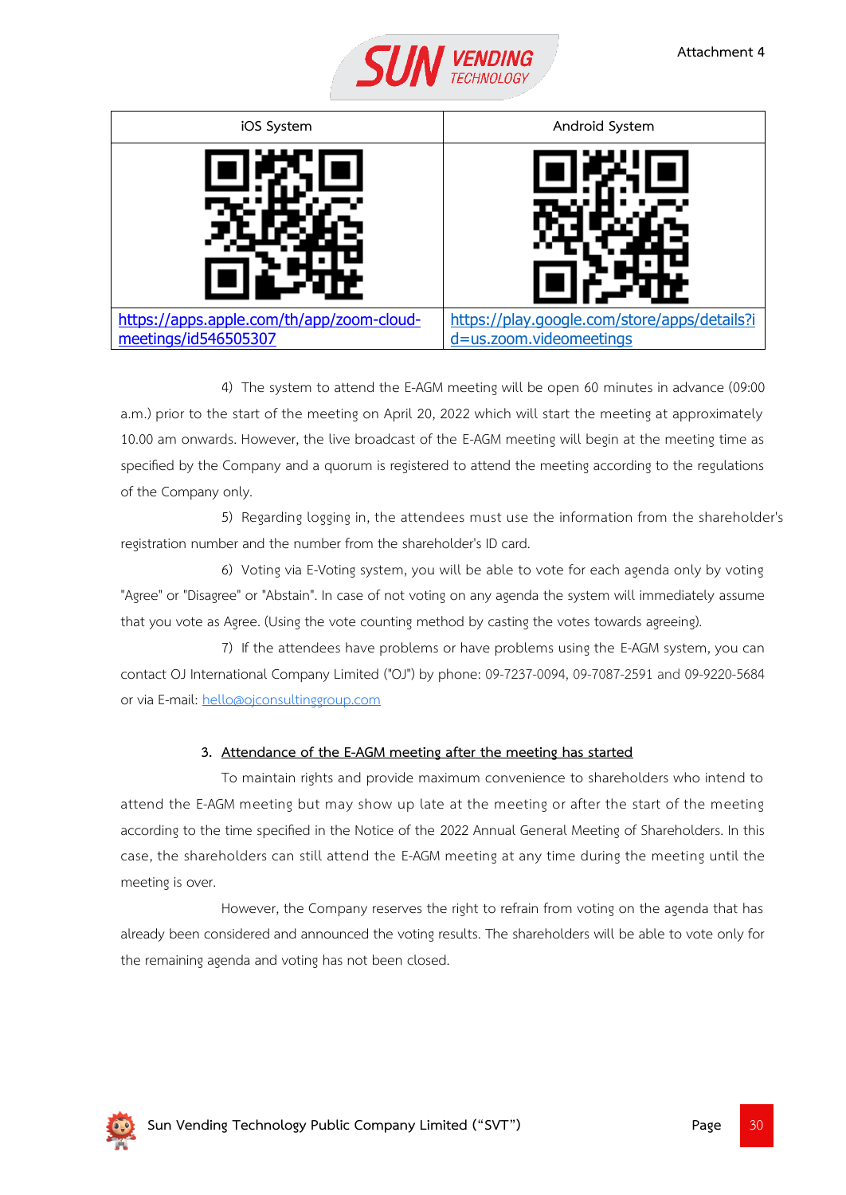Attachment 4

| iOS System | Android System |
| --- | --- |
| | |
| https://apps.apple.com/th/app/zoom-cloud-meetings/id546505307 | https://play.google.com/store/apps/details?id=us.zoom.videomeetings |

4) The system to attend the E-AGM meeting will be open 60 minutes in advance (09:00 a.m.) prior to the start of the meeting on April 20, 2022 which will start the meeting at approximately 10.00 am onwards. However, the live broadcast of the E-AGM meeting will begin at the meeting time as specified by the Company and a quorum is registered to attend the meeting according to the regulations of the Company only.

5) Regarding logging in, the attendees must use the information from the shareholder's registration number and the number from the shareholder's ID card.

6) Voting via E-Voting system, you will be able to vote for each agenda only by voting "Agree" or "Disagree" or "Abstain". In case of not voting on any agenda the system will immediately assume that you vote as Agree. (Using the vote counting method by casting the votes towards agreeing).

7) If the attendees have problems or have problems using the E-AGM system, you can contact OJ International Company Limited ("OJ") by phone: 09-7237-0094, 09-7087-2591 and 09-9220-5684 or via E-mail: hello@ojconsultinggroup.com

3. **Attendance of the E-AGM meeting after the meeting has started**

To maintain rights and provide maximum convenience to shareholders who intend to attend the E-AGM meeting but may show up late at the meeting or after the start of the meeting according to the time specified in the Notice of the 2022 Annual General Meeting of Shareholders. In this case, the shareholders can still attend the E-AGM meeting at any time during the meeting until the meeting is over.

However, the Company reserves the right to refrain from voting on the agenda that has already been considered and announced the voting results. The shareholders will be able to vote only for the remaining agenda and voting has not been closed.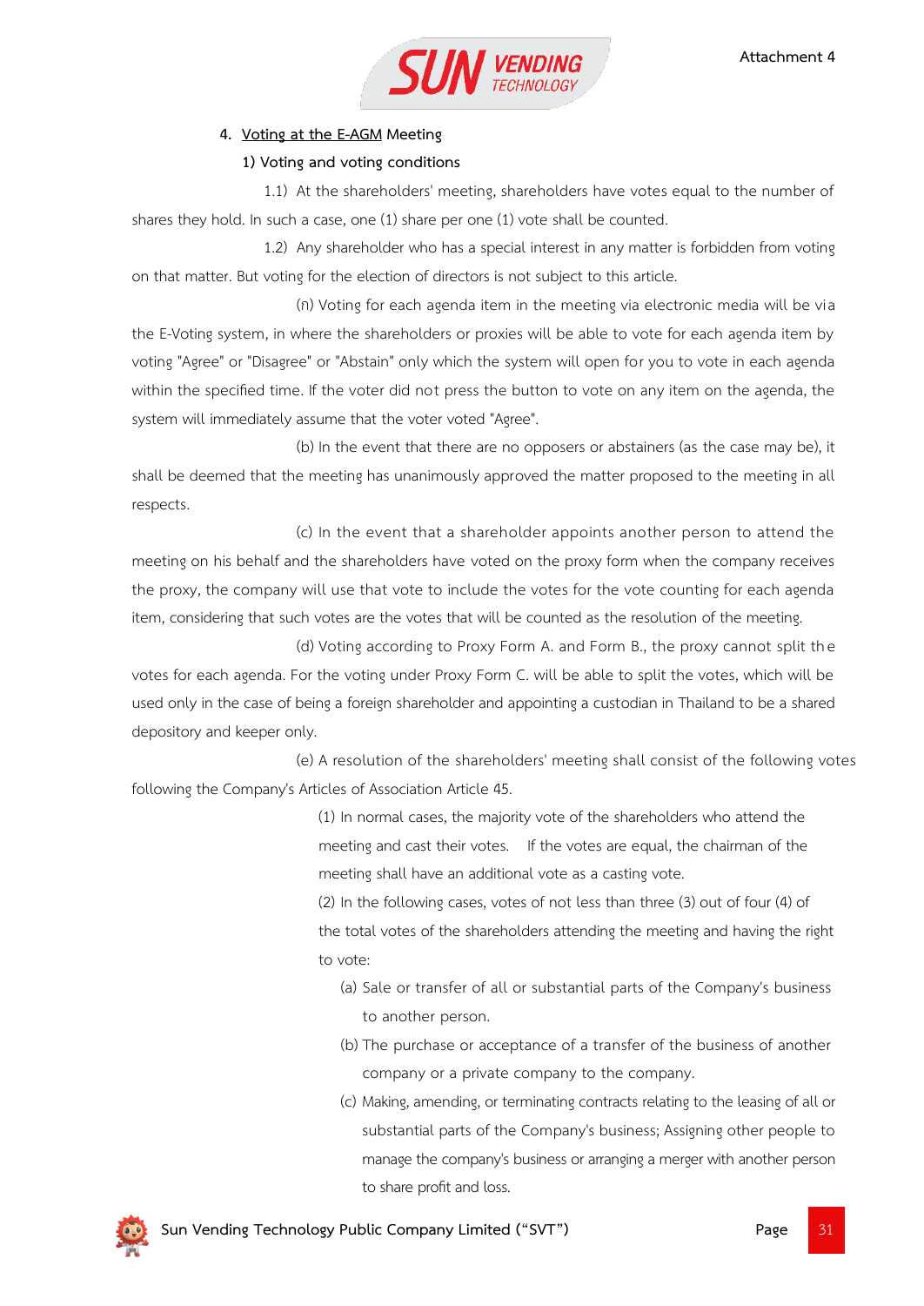4. <u>Voting at the E-AGM</u> Meeting

1) Voting and voting conditions

1.1) At the shareholders' meeting, shareholders have votes equal to the number of shares they hold. In such a case, one (1) share per one (1) vote shall be counted.

1.2) Any shareholder who has a special interest in any matter is forbidden from voting on that matter. But voting for the election of directors is not subject to this article.

(ก) Voting for each agenda item in the meeting via electronic media will be via the E-Voting system, in where the shareholders or proxies will be able to vote for each agenda item by voting "Agree" or "Disagree" or "Abstain" only which the system will open for you to vote in each agenda within the specified time. If the voter did not press the button to vote on any item on the agenda, the system will immediately assume that the voter voted "Agree".

(b) In the event that there are no opposers or abstainers (as the case may be), it shall be deemed that the meeting has unanimously approved the matter proposed to the meeting in all respects.

(c) In the event that a shareholder appoints another person to attend the meeting on his behalf and the shareholders have voted on the proxy form when the company receives the proxy, the company will use that vote to include the votes for the vote counting for each agenda item, considering that such votes are the votes that will be counted as the resolution of the meeting.

(d) Voting according to Proxy Form A. and Form B., the proxy cannot split the votes for each agenda. For the voting under Proxy Form C. will be able to split the votes, which will be used only in the case of being a foreign shareholder and appointing a custodian in Thailand to be a shared depository and keeper only.

(e) A resolution of the shareholders' meeting shall consist of the following votes following the Company's Articles of Association Article 45.

(1) In normal cases, the majority vote of the shareholders who attend the meeting and cast their votes. If the votes are equal, the chairman of the meeting shall have an additional vote as a casting vote.

(2) In the following cases, votes of not less than three (3) out of four (4) of the total votes of the shareholders attending the meeting and having the right to vote:

(a) Sale or transfer of all or substantial parts of the Company's business to another person.

(b) The purchase or acceptance of a transfer of the business of another company or a private company to the company.

(c) Making, amending, or terminating contracts relating to the leasing of all or substantial parts of the Company's business; Assigning other people to manage the company's business or arranging a merger with another person to share profit and loss.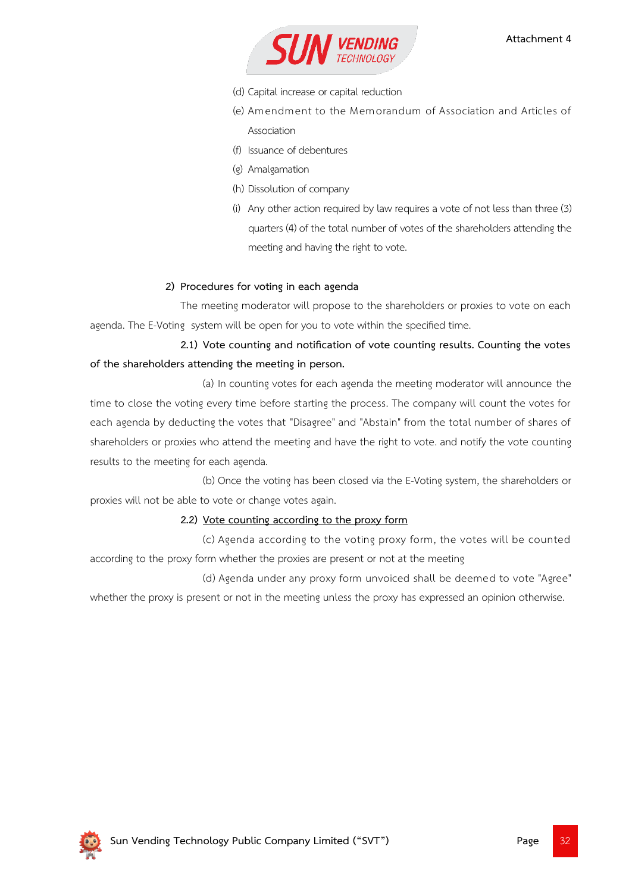(d) Capital increase or capital reduction

(e) Amendment to the Memorandum of Association and Articles of Association

(f) Issuance of debentures

(g) Amalgamation

(h) Dissolution of company

(i) Any other action required by law requires a vote of not less than three (3) quarters (4) of the total number of votes of the shareholders attending the meeting and having the right to vote.

**2) Procedures for voting in each agenda**

The meeting moderator will propose to the shareholders or proxies to vote on each agenda. The E-Voting system will be open for you to vote within the specified time.

**2.1) Vote counting and notification of vote counting results. Counting the votes of the shareholders attending the meeting in person.**

(a) In counting votes for each agenda the meeting moderator will announce the time to close the voting every time before starting the process. The company will count the votes for each agenda by deducting the votes that "Disagree" and "Abstain" from the total number of shares of shareholders or proxies who attend the meeting and have the right to vote. and notify the vote counting results to the meeting for each agenda.

(b) Once the voting has been closed via the E-Voting system, the shareholders or proxies will not be able to vote or change votes again.

2.2) Vote counting according to the proxy form

(c) Agenda according to the voting proxy form, the votes will be counted according to the proxy form whether the proxies are present or not at the meeting

(d) Agenda under any proxy form unvoiced shall be deemed to vote "Agree" whether the proxy is present or not in the meeting unless the proxy has expressed an opinion otherwise.